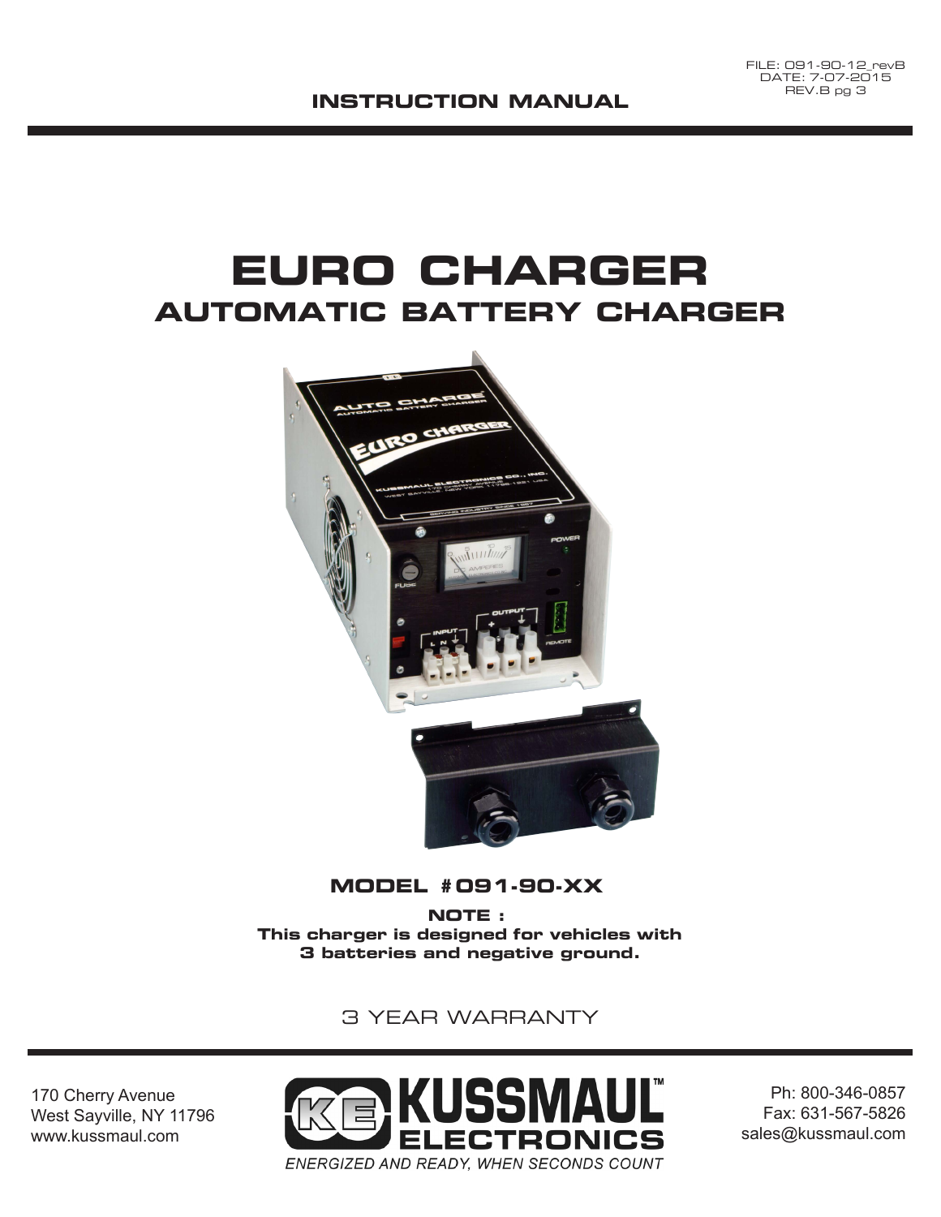FILE: 091-90-12_revB
DATE: 7-07-2015
REV.B pg 3

**INSTRUCTION MANUAL**

# EURO CHARGER

## AUTOMATIC BATTERY CHARGER

**MODEL #091-90-XX**

**NOTE :**
**This charger is designed for vehicles with 3 batteries and negative ground.**

3 YEAR WARRANTY

170 Cherry Avenue
West Sayville, NY 11796
www.kussmaul.com

KUSSMAUL™ ELECTRONICS
*ENERGIZED AND READY, WHEN SECONDS COUNT*

Ph: 800-346-0857
Fax: 631-567-5826
sales@kussmaul.com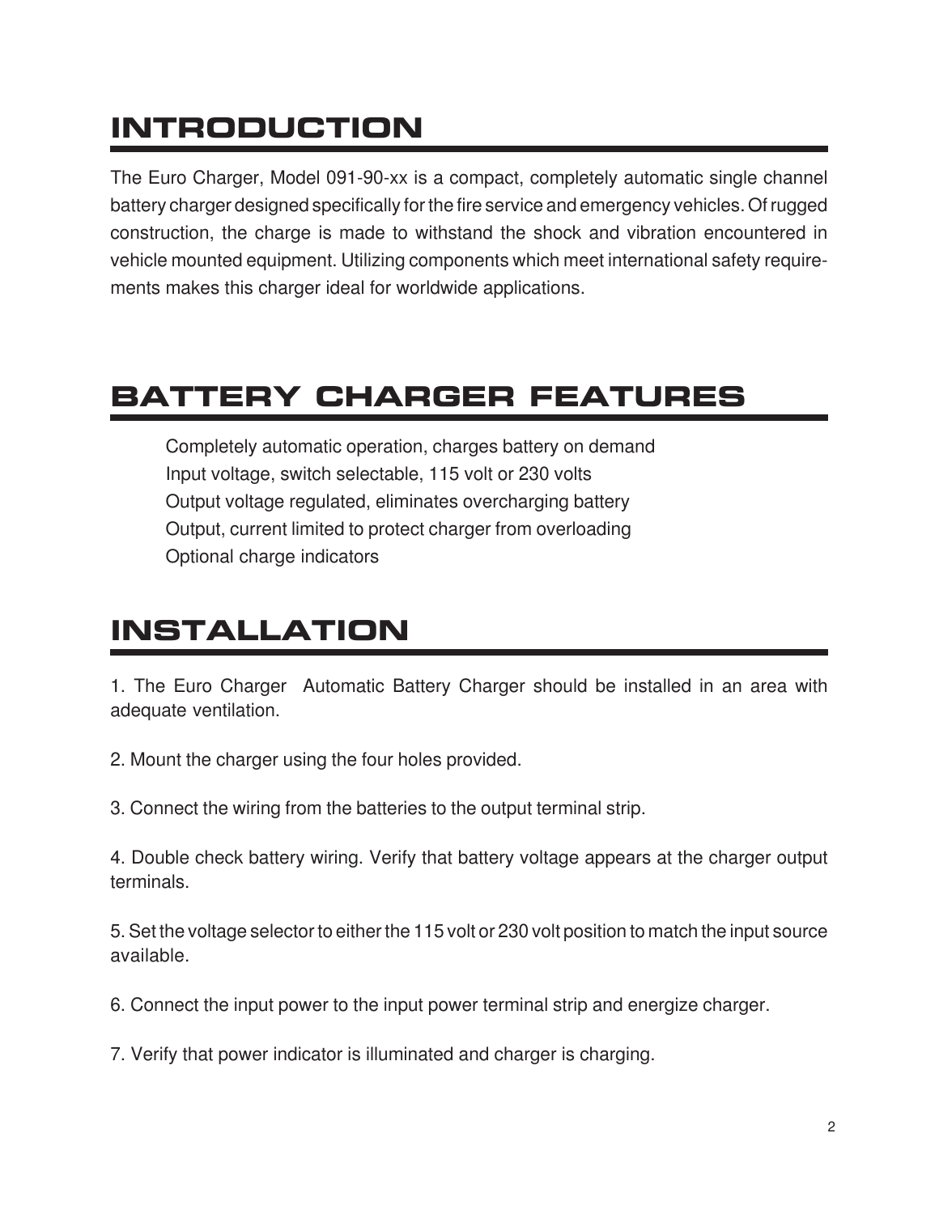# INTRODUCTION

The Euro Charger, Model 091-90-xx is a compact, completely automatic single channel battery charger designed specifically for the fire service and emergency vehicles. Of rugged construction, the charge is made to withstand the shock and vibration encountered in vehicle mounted equipment. Utilizing components which meet international safety requirements makes this charger ideal for worldwide applications.

# BATTERY CHARGER FEATURES

Completely automatic operation, charges battery on demand
Input voltage, switch selectable, 115 volt or 230 volts
Output voltage regulated, eliminates overcharging battery
Output, current limited to protect charger from overloading
Optional charge indicators

# INSTALLATION

1. The Euro Charger Automatic Battery Charger should be installed in an area with adequate ventilation.

2. Mount the charger using the four holes provided.

3. Connect the wiring from the batteries to the output terminal strip.

4. Double check battery wiring. Verify that battery voltage appears at the charger output terminals.

5. Set the voltage selector to either the 115 volt or 230 volt position to match the input source available.

6. Connect the input power to the input power terminal strip and energize charger.

7. Verify that power indicator is illuminated and charger is charging.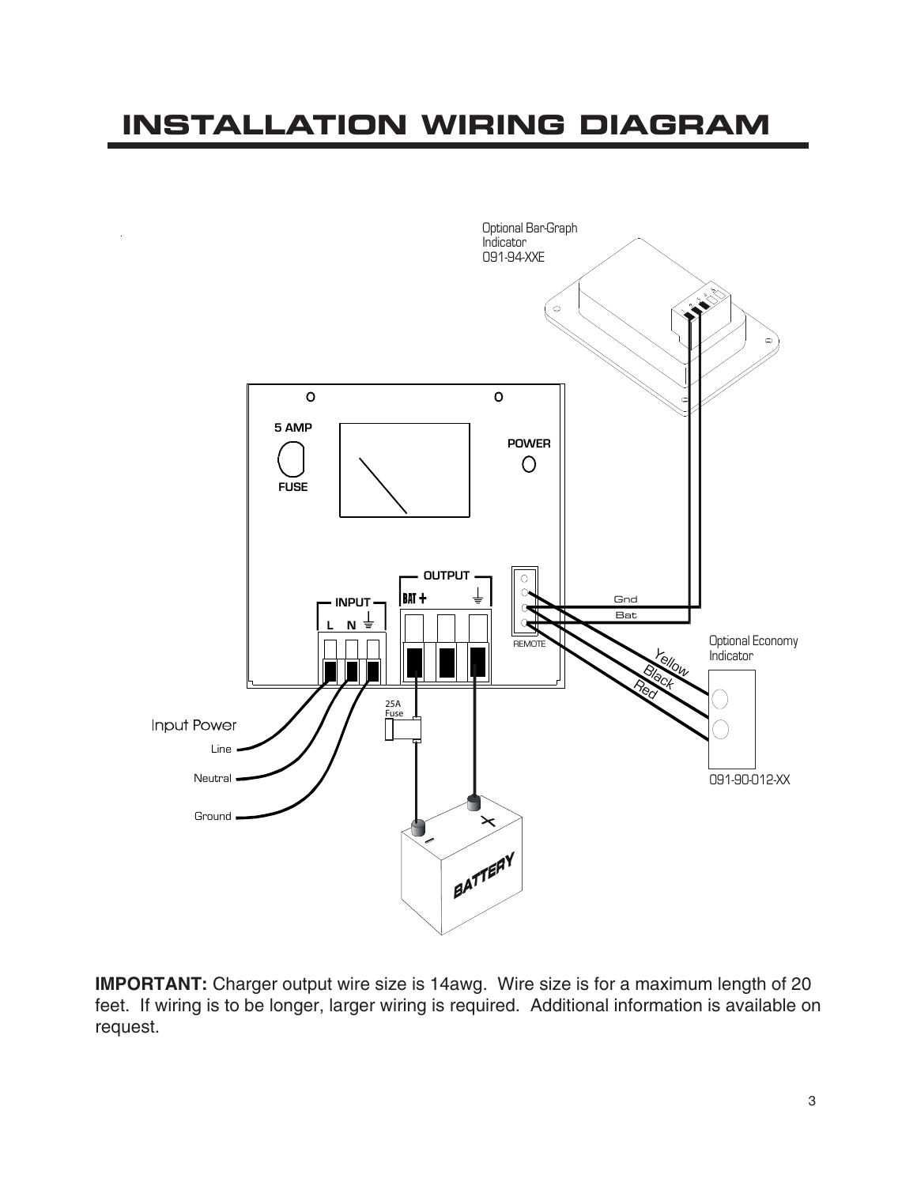# INSTALLATION WIRING DIAGRAM

Optional Bar-Graph Indicator 091-94-XXE

5 AMP FUSE

POWER

INPUT L N

OUTPUT BAT +

REMOTE

Gnd

Bat

Optional Economy Indicator

Yellow

Black

Red

091-90-012-XX

25A Fuse

Input Power

Line

Neutral

Ground

BATTERY

**IMPORTANT:** Charger output wire size is 14awg. Wire size is for a maximum length of 20 feet. If wiring is to be longer, larger wiring is required. Additional information is available on request.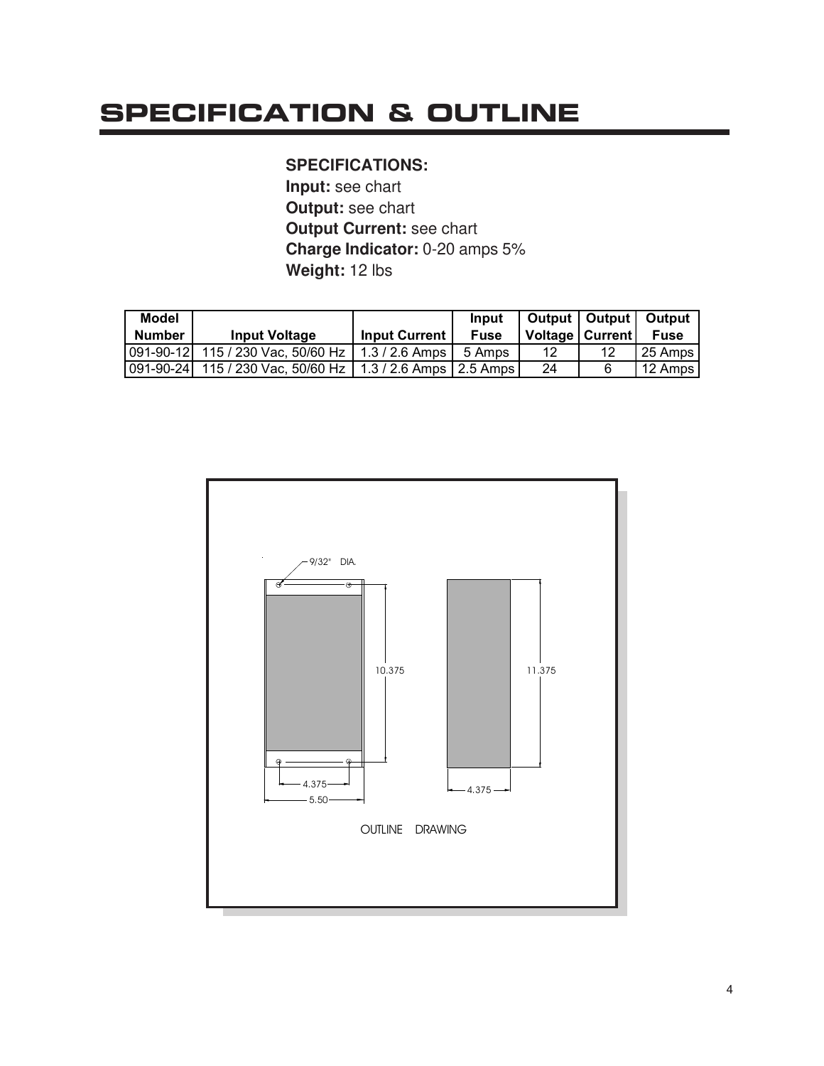# SPECIFICATION & OUTLINE

**SPECIFICATIONS:**
**Input:** see chart
**Output:** see chart
**Output Current:** see chart
**Charge Indicator:** 0-20 amps 5%
**Weight:** 12 lbs

| Model Number | Input Voltage | Input Current | Input Fuse | Output Voltage | Output Current | Output Fuse |
|---|---|---|---|---|---|---|
| 091-90-12 | 115 / 230 Vac, 50/60 Hz | 1.3 / 2.6 Amps | 5 Amps | 12 | 12 | 25 Amps |
| 091-90-24 | 115 / 230 Vac, 50/60 Hz | 1.3 / 2.6 Amps | 2.5 Amps | 24 | 6 | 12 Amps |

9/32" DIA.

10.375

11.375

4.375

5.50

4.375

OUTLINE DRAWING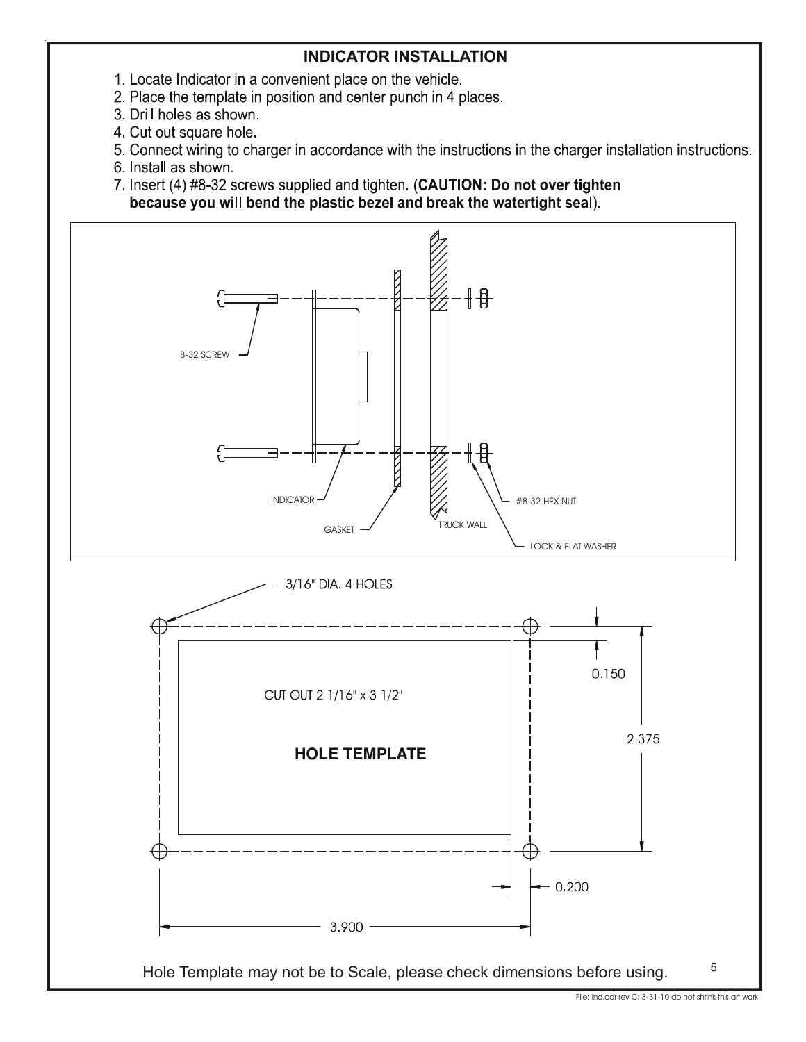## INDICATOR INSTALLATION

1. Locate Indicator in a convenient place on the vehicle.
2. Place the template in position and center punch in 4 places.
3. Drill holes as shown.
4. Cut out square hole.
5. Connect wiring to charger in accordance with the instructions in the charger installation instructions.
6. Install as shown.
7. Insert (4) #8-32 screws supplied and tighten. (**CAUTION: Do not over tighten because you will bend the plastic bezel and break the watertight seal**).

8-32 SCREW

INDICATOR

GASKET

TRUCK WALL

#8-32 HEX NUT

LOCK & FLAT WASHER

3/16" DIA. 4 HOLES

CUT OUT 2 1/16" x 3 1/2"

**HOLE TEMPLATE**

0.150

2.375

0.200

3.900

Hole Template may not be to Scale, please check dimensions before using.

File: Ind.cdr rev C: 3-31-10 do not shrink this art work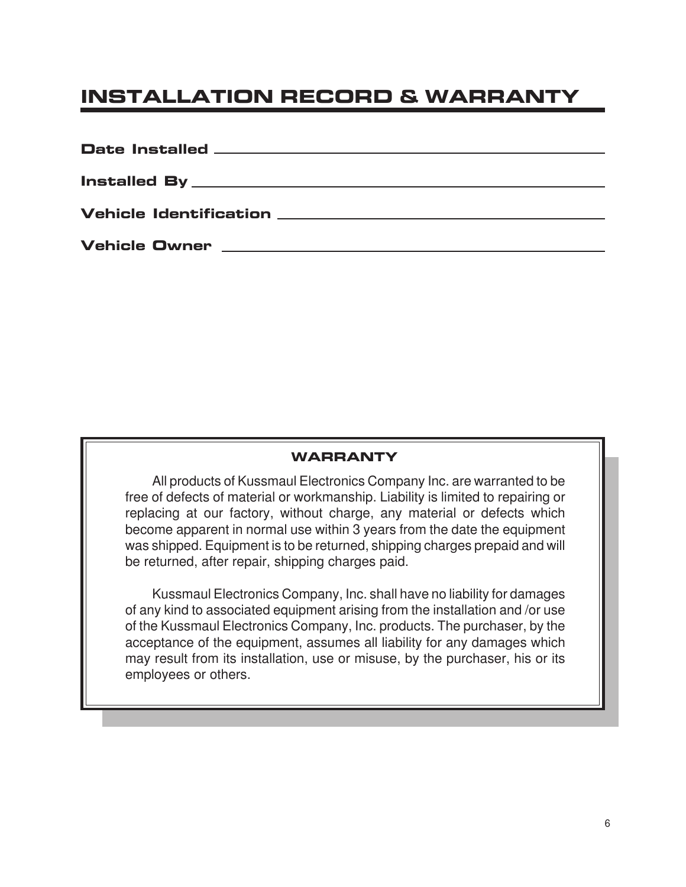# INSTALLATION RECORD & WARRANTY

**Date Installed** ______________________________________________

**Installed By** ______________________________________________

**Vehicle Identification** ______________________________________________

**Vehicle Owner** ______________________________________________

## WARRANTY

All products of Kussmaul Electronics Company Inc. are warranted to be free of defects of material or workmanship. Liability is limited to repairing or replacing at our factory, without charge, any material or defects which become apparent in normal use within 3 years from the date the equipment was shipped. Equipment is to be returned, shipping charges prepaid and will be returned, after repair, shipping charges paid.

Kussmaul Electronics Company, Inc. shall have no liability for damages of any kind to associated equipment arising from the installation and /or use of the Kussmaul Electronics Company, Inc. products. The purchaser, by the acceptance of the equipment, assumes all liability for any damages which may result from its installation, use or misuse, by the purchaser, his or its employees or others.